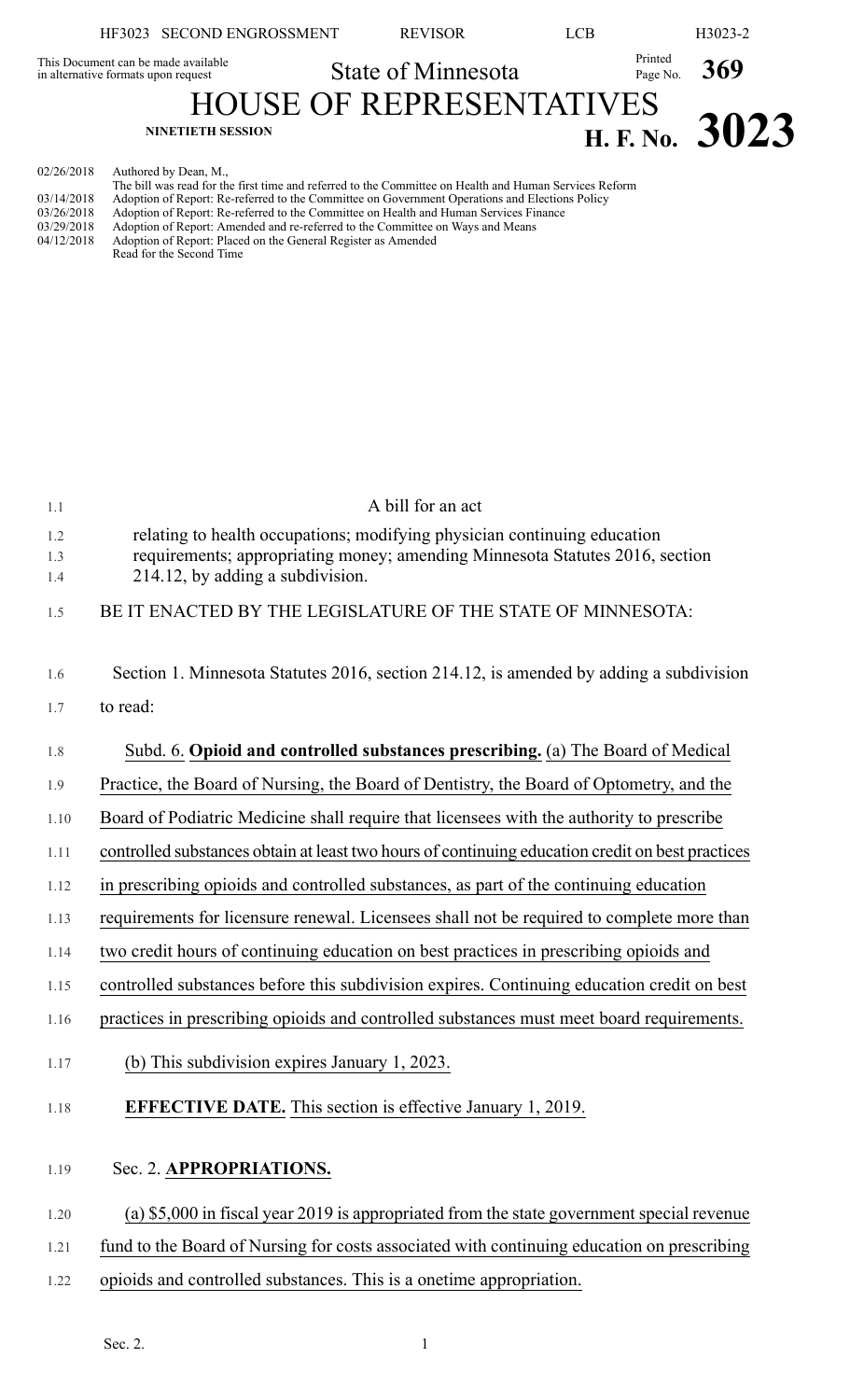This Document can be made available in alternative formats upon request

State of Minnesota

Printed Page No. **369**

# HOUSE OF REPRESENTATIVES

**NINETIETH SESSION**

## H. F. No. 3023

| | |
|---|---|
| 02/26/2018 | Authored by Dean, M., The bill was read for the first time and referred to the Committee on Health and Human Services Reform |
| 03/14/2018 | Adoption of Report: Re-referred to the Committee on Government Operations and Elections Policy |
| 03/26/2018 | Adoption of Report: Re-referred to the Committee on Health and Human Services Finance |
| 03/29/2018 | Adoption of Report: Amended and re-referred to the Committee on Ways and Means |
| 04/12/2018 | Adoption of Report: Placed on the General Register as Amended Read for the Second Time |

A bill for an act

relating to health occupations; modifying physician continuing education requirements; appropriating money; amending Minnesota Statutes 2016, section 214.12, by adding a subdivision.

BE IT ENACTED BY THE LEGISLATURE OF THE STATE OF MINNESOTA:

Section 1. Minnesota Statutes 2016, section 214.12, is amended by adding a subdivision to read:

Subd. 6. **Opioid and controlled substances prescribing.** (a) The Board of Medical Practice, the Board of Nursing, the Board of Dentistry, the Board of Optometry, and the Board of Podiatric Medicine shall require that licensees with the authority to prescribe controlled substances obtain at least two hours of continuing education credit on best practices in prescribing opioids and controlled substances, as part of the continuing education requirements for licensure renewal. Licensees shall not be required to complete more than two credit hours of continuing education on best practices in prescribing opioids and controlled substances before this subdivision expires. Continuing education credit on best practices in prescribing opioids and controlled substances must meet board requirements.

(b) This subdivision expires January 1, 2023.

**EFFECTIVE DATE.** This section is effective January 1, 2019.

Sec. 2. **APPROPRIATIONS.**

(a) $5,000 in fiscal year 2019 is appropriated from the state government special revenue fund to the Board of Nursing for costs associated with continuing education on prescribing opioids and controlled substances. This is a onetime appropriation.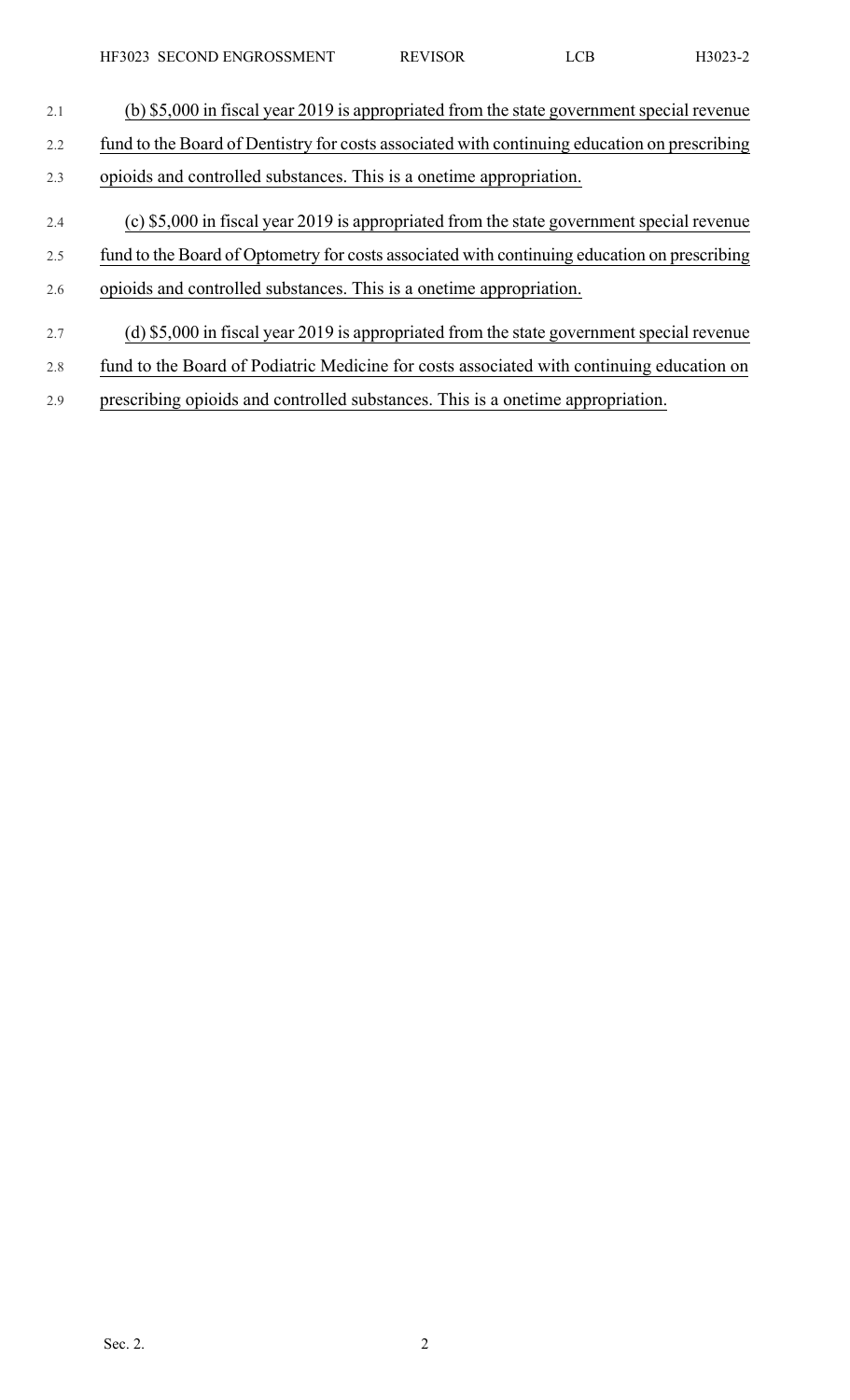(b) $5,000 in fiscal year 2019 is appropriated from the state government special revenue fund to the Board of Dentistry for costs associated with continuing education on prescribing opioids and controlled substances. This is a onetime appropriation.

(c) $5,000 in fiscal year 2019 is appropriated from the state government special revenue fund to the Board of Optometry for costs associated with continuing education on prescribing opioids and controlled substances. This is a onetime appropriation.

(d) $5,000 in fiscal year 2019 is appropriated from the state government special revenue fund to the Board of Podiatric Medicine for costs associated with continuing education on prescribing opioids and controlled substances. This is a onetime appropriation.